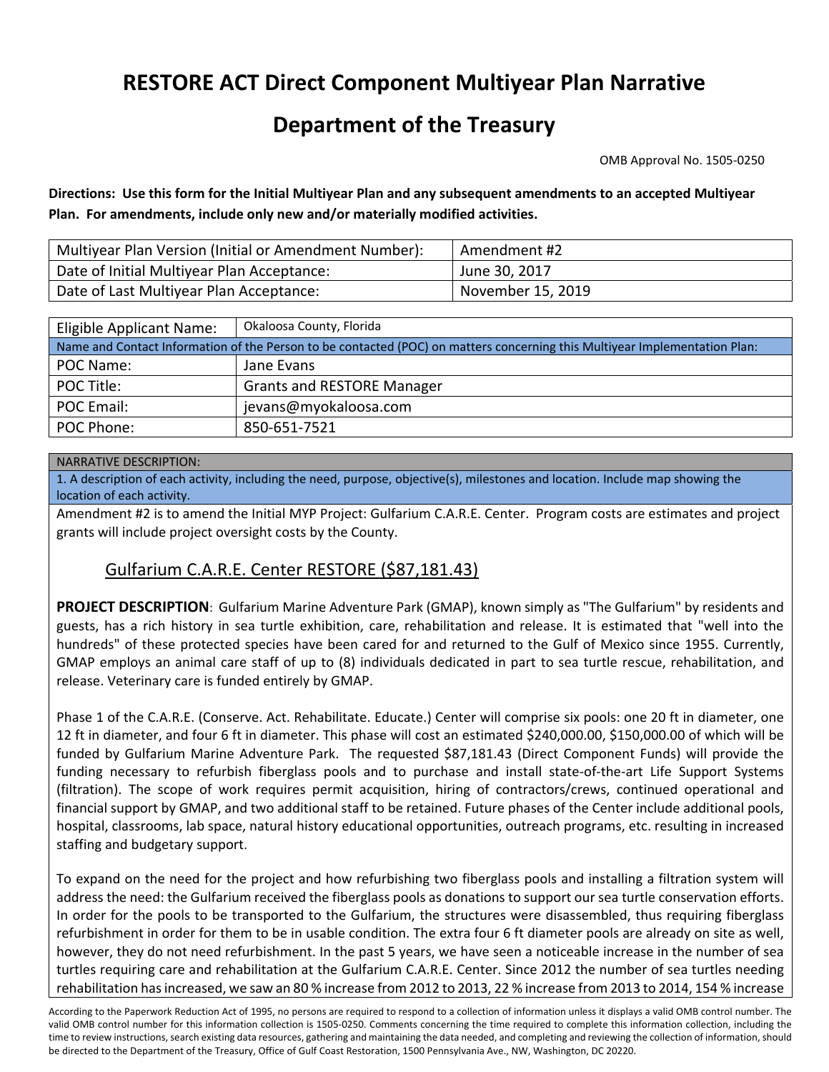# RESTORE ACT Direct Component Multiyear Plan Narrative

## Department of the Treasury

OMB Approval No. 1505-0250

**Directions: Use this form for the Initial Multiyear Plan and any subsequent amendments to an accepted Multiyear Plan. For amendments, include only new and/or materially modified activities.**

| | |
|---|---|
| Multiyear Plan Version (Initial or Amendment Number): | Amendment #2 |
| Date of Initial Multiyear Plan Acceptance: | June 30, 2017 |
| Date of Last Multiyear Plan Acceptance: | November 15, 2019 |

| | |
|---|---|
| Eligible Applicant Name: | Okaloosa County, Florida |
| Name and Contact Information of the Person to be contacted (POC) on matters concerning this Multiyear Implementation Plan: | |
| POC Name: | Jane Evans |
| POC Title: | Grants and RESTORE Manager |
| POC Email: | jevans@myokaloosa.com |
| POC Phone: | 850-651-7521 |

NARRATIVE DESCRIPTION:

1. A description of each activity, including the need, purpose, objective(s), milestones and location. Include map showing the location of each activity.

Amendment #2 is to amend the Initial MYP Project: Gulfarium C.A.R.E. Center. Program costs are estimates and project grants will include project oversight costs by the County.

### Gulfarium C.A.R.E. Center RESTORE ($87,181.43)

**PROJECT DESCRIPTION**: Gulfarium Marine Adventure Park (GMAP), known simply as "The Gulfarium" by residents and guests, has a rich history in sea turtle exhibition, care, rehabilitation and release. It is estimated that "well into the hundreds" of these protected species have been cared for and returned to the Gulf of Mexico since 1955. Currently, GMAP employs an animal care staff of up to (8) individuals dedicated in part to sea turtle rescue, rehabilitation, and release. Veterinary care is funded entirely by GMAP.

Phase 1 of the C.A.R.E. (Conserve. Act. Rehabilitate. Educate.) Center will comprise six pools: one 20 ft in diameter, one 12 ft in diameter, and four 6 ft in diameter. This phase will cost an estimated $240,000.00, $150,000.00 of which will be funded by Gulfarium Marine Adventure Park. The requested $87,181.43 (Direct Component Funds) will provide the funding necessary to refurbish fiberglass pools and to purchase and install state-of-the-art Life Support Systems (filtration). The scope of work requires permit acquisition, hiring of contractors/crews, continued operational and financial support by GMAP, and two additional staff to be retained. Future phases of the Center include additional pools, hospital, classrooms, lab space, natural history educational opportunities, outreach programs, etc. resulting in increased staffing and budgetary support.

To expand on the need for the project and how refurbishing two fiberglass pools and installing a filtration system will address the need: the Gulfarium received the fiberglass pools as donations to support our sea turtle conservation efforts. In order for the pools to be transported to the Gulfarium, the structures were disassembled, thus requiring fiberglass refurbishment in order for them to be in usable condition. The extra four 6 ft diameter pools are already on site as well, however, they do not need refurbishment. In the past 5 years, we have seen a noticeable increase in the number of sea turtles requiring care and rehabilitation at the Gulfarium C.A.R.E. Center. Since 2012 the number of sea turtles needing rehabilitation has increased, we saw an 80 % increase from 2012 to 2013, 22 % increase from 2013 to 2014, 154 % increase

According to the Paperwork Reduction Act of 1995, no persons are required to respond to a collection of information unless it displays a valid OMB control number. The valid OMB control number for this information collection is 1505-0250. Comments concerning the time required to complete this information collection, including the time to review instructions, search existing data resources, gathering and maintaining the data needed, and completing and reviewing the collection of information, should be directed to the Department of the Treasury, Office of Gulf Coast Restoration, 1500 Pennsylvania Ave., NW, Washington, DC 20220.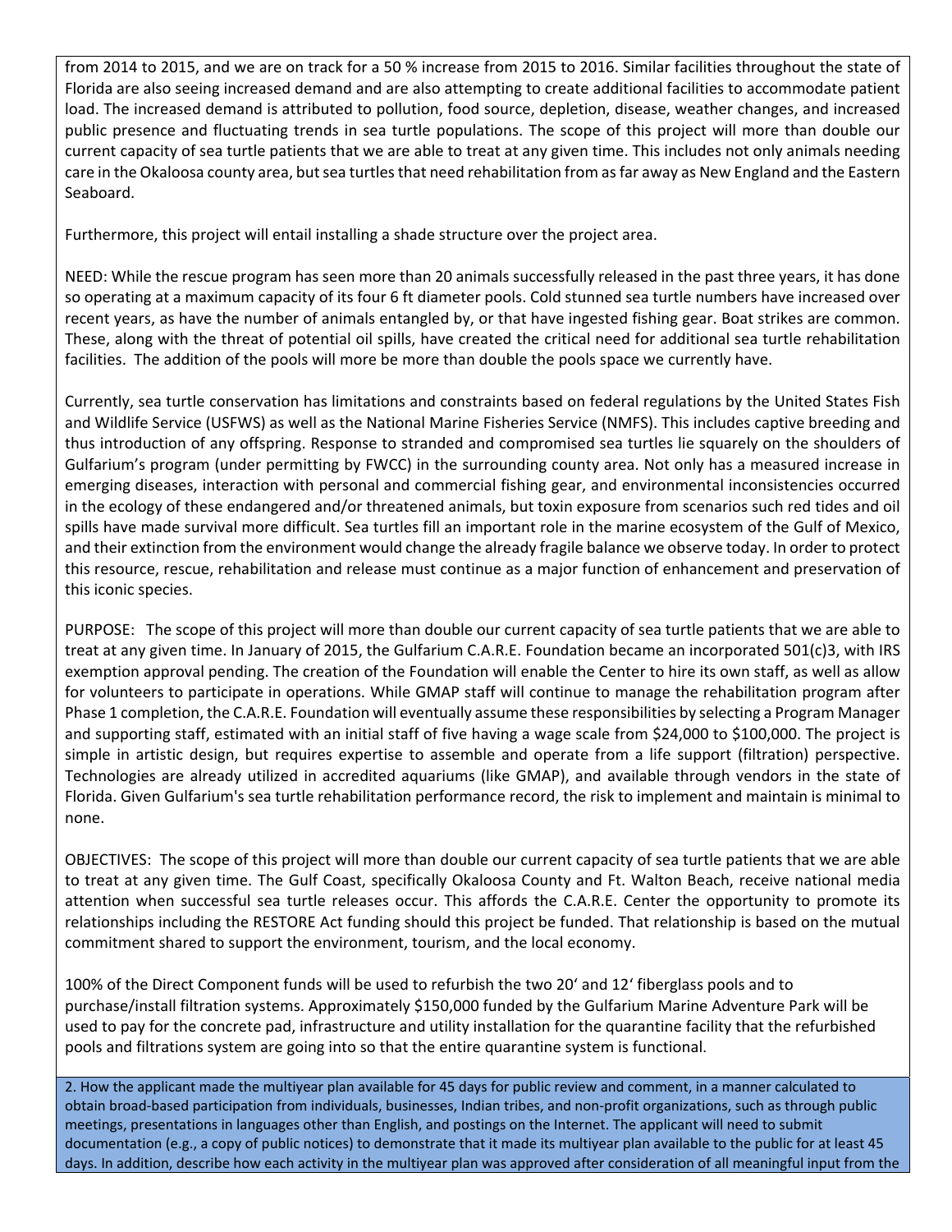from 2014 to 2015, and we are on track for a 50 % increase from 2015 to 2016. Similar facilities throughout the state of Florida are also seeing increased demand and are also attempting to create additional facilities to accommodate patient load. The increased demand is attributed to pollution, food source, depletion, disease, weather changes, and increased public presence and fluctuating trends in sea turtle populations. The scope of this project will more than double our current capacity of sea turtle patients that we are able to treat at any given time. This includes not only animals needing care in the Okaloosa county area, but sea turtles that need rehabilitation from as far away as New England and the Eastern Seaboard.

Furthermore, this project will entail installing a shade structure over the project area.

NEED: While the rescue program has seen more than 20 animals successfully released in the past three years, it has done so operating at a maximum capacity of its four 6 ft diameter pools. Cold stunned sea turtle numbers have increased over recent years, as have the number of animals entangled by, or that have ingested fishing gear. Boat strikes are common. These, along with the threat of potential oil spills, have created the critical need for additional sea turtle rehabilitation facilities. The addition of the pools will more be more than double the pools space we currently have.

Currently, sea turtle conservation has limitations and constraints based on federal regulations by the United States Fish and Wildlife Service (USFWS) as well as the National Marine Fisheries Service (NMFS). This includes captive breeding and thus introduction of any offspring. Response to stranded and compromised sea turtles lie squarely on the shoulders of Gulfarium's program (under permitting by FWCC) in the surrounding county area. Not only has a measured increase in emerging diseases, interaction with personal and commercial fishing gear, and environmental inconsistencies occurred in the ecology of these endangered and/or threatened animals, but toxin exposure from scenarios such red tides and oil spills have made survival more difficult. Sea turtles fill an important role in the marine ecosystem of the Gulf of Mexico, and their extinction from the environment would change the already fragile balance we observe today. In order to protect this resource, rescue, rehabilitation and release must continue as a major function of enhancement and preservation of this iconic species.

PURPOSE: The scope of this project will more than double our current capacity of sea turtle patients that we are able to treat at any given time. In January of 2015, the Gulfarium C.A.R.E. Foundation became an incorporated 501(c)3, with IRS exemption approval pending. The creation of the Foundation will enable the Center to hire its own staff, as well as allow for volunteers to participate in operations. While GMAP staff will continue to manage the rehabilitation program after Phase 1 completion, the C.A.R.E. Foundation will eventually assume these responsibilities by selecting a Program Manager and supporting staff, estimated with an initial staff of five having a wage scale from $24,000 to $100,000. The project is simple in artistic design, but requires expertise to assemble and operate from a life support (filtration) perspective. Technologies are already utilized in accredited aquariums (like GMAP), and available through vendors in the state of Florida. Given Gulfarium's sea turtle rehabilitation performance record, the risk to implement and maintain is minimal to none.

OBJECTIVES: The scope of this project will more than double our current capacity of sea turtle patients that we are able to treat at any given time. The Gulf Coast, specifically Okaloosa County and Ft. Walton Beach, receive national media attention when successful sea turtle releases occur. This affords the C.A.R.E. Center the opportunity to promote its relationships including the RESTORE Act funding should this project be funded. That relationship is based on the mutual commitment shared to support the environment, tourism, and the local economy.

100% of the Direct Component funds will be used to refurbish the two 20' and 12' fiberglass pools and to purchase/install filtration systems. Approximately $150,000 funded by the Gulfarium Marine Adventure Park will be used to pay for the concrete pad, infrastructure and utility installation for the quarantine facility that the refurbished pools and filtrations system are going into so that the entire quarantine system is functional.

2. How the applicant made the multiyear plan available for 45 days for public review and comment, in a manner calculated to obtain broad-based participation from individuals, businesses, Indian tribes, and non-profit organizations, such as through public meetings, presentations in languages other than English, and postings on the Internet. The applicant will need to submit documentation (e.g., a copy of public notices) to demonstrate that it made its multiyear plan available to the public for at least 45 days. In addition, describe how each activity in the multiyear plan was approved after consideration of all meaningful input from the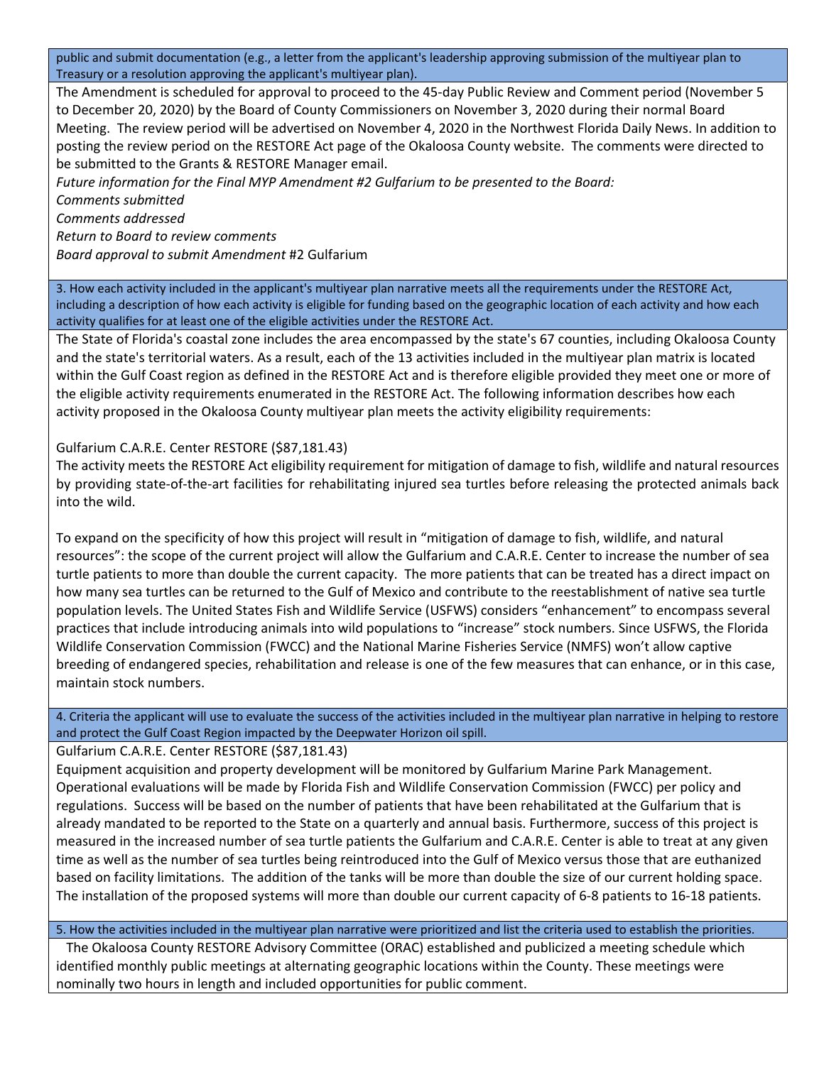public and submit documentation (e.g., a letter from the applicant's leadership approving submission of the multiyear plan to Treasury or a resolution approving the applicant's multiyear plan).

The Amendment is scheduled for approval to proceed to the 45-day Public Review and Comment period (November 5 to December 20, 2020) by the Board of County Commissioners on November 3, 2020 during their normal Board Meeting. The review period will be advertised on November 4, 2020 in the Northwest Florida Daily News. In addition to posting the review period on the RESTORE Act page of the Okaloosa County website. The comments were directed to be submitted to the Grants & RESTORE Manager email.

*Future information for the Final MYP Amendment #2 Gulfarium to be presented to the Board:*
*Comments submitted*
*Comments addressed*
*Return to Board to review comments*
*Board approval to submit Amendment* #2 Gulfarium

3. How each activity included in the applicant's multiyear plan narrative meets all the requirements under the RESTORE Act, including a description of how each activity is eligible for funding based on the geographic location of each activity and how each activity qualifies for at least one of the eligible activities under the RESTORE Act.

The State of Florida's coastal zone includes the area encompassed by the state's 67 counties, including Okaloosa County and the state's territorial waters. As a result, each of the 13 activities included in the multiyear plan matrix is located within the Gulf Coast region as defined in the RESTORE Act and is therefore eligible provided they meet one or more of the eligible activity requirements enumerated in the RESTORE Act. The following information describes how each activity proposed in the Okaloosa County multiyear plan meets the activity eligibility requirements:

Gulfarium C.A.R.E. Center RESTORE ($87,181.43)
The activity meets the RESTORE Act eligibility requirement for mitigation of damage to fish, wildlife and natural resources by providing state-of-the-art facilities for rehabilitating injured sea turtles before releasing the protected animals back into the wild.

To expand on the specificity of how this project will result in "mitigation of damage to fish, wildlife, and natural resources": the scope of the current project will allow the Gulfarium and C.A.R.E. Center to increase the number of sea turtle patients to more than double the current capacity. The more patients that can be treated has a direct impact on how many sea turtles can be returned to the Gulf of Mexico and contribute to the reestablishment of native sea turtle population levels. The United States Fish and Wildlife Service (USFWS) considers "enhancement" to encompass several practices that include introducing animals into wild populations to "increase" stock numbers. Since USFWS, the Florida Wildlife Conservation Commission (FWCC) and the National Marine Fisheries Service (NMFS) won't allow captive breeding of endangered species, rehabilitation and release is one of the few measures that can enhance, or in this case, maintain stock numbers.

4. Criteria the applicant will use to evaluate the success of the activities included in the multiyear plan narrative in helping to restore and protect the Gulf Coast Region impacted by the Deepwater Horizon oil spill.

Gulfarium C.A.R.E. Center RESTORE ($87,181.43)
Equipment acquisition and property development will be monitored by Gulfarium Marine Park Management. Operational evaluations will be made by Florida Fish and Wildlife Conservation Commission (FWCC) per policy and regulations. Success will be based on the number of patients that have been rehabilitated at the Gulfarium that is already mandated to be reported to the State on a quarterly and annual basis. Furthermore, success of this project is measured in the increased number of sea turtle patients the Gulfarium and C.A.R.E. Center is able to treat at any given time as well as the number of sea turtles being reintroduced into the Gulf of Mexico versus those that are euthanized based on facility limitations. The addition of the tanks will be more than double the size of our current holding space. The installation of the proposed systems will more than double our current capacity of 6-8 patients to 16-18 patients.

5. How the activities included in the multiyear plan narrative were prioritized and list the criteria used to establish the priorities.

The Okaloosa County RESTORE Advisory Committee (ORAC) established and publicized a meeting schedule which identified monthly public meetings at alternating geographic locations within the County. These meetings were nominally two hours in length and included opportunities for public comment.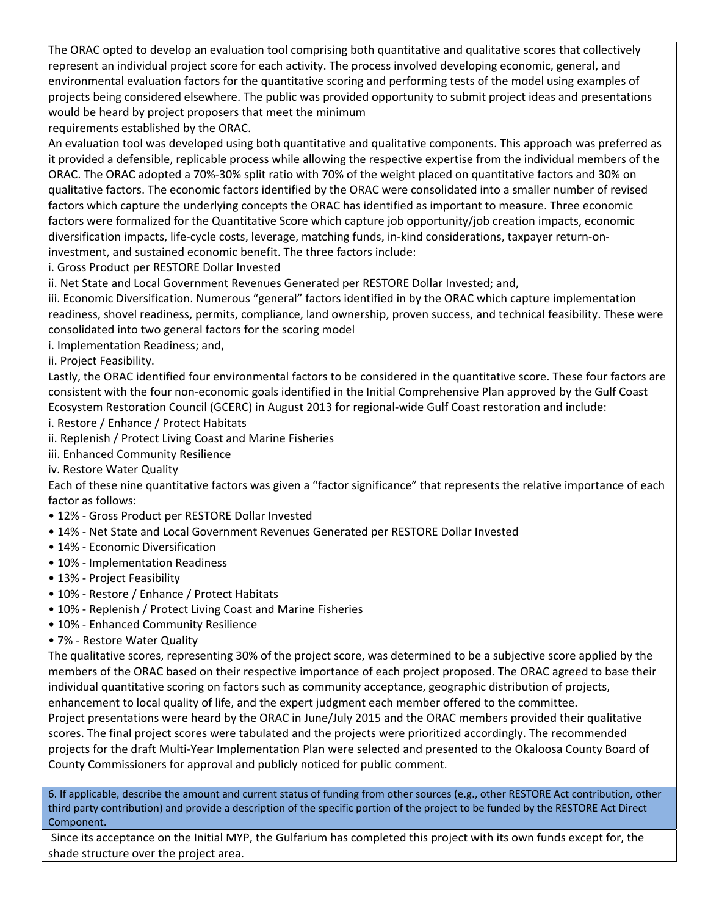The ORAC opted to develop an evaluation tool comprising both quantitative and qualitative scores that collectively represent an individual project score for each activity. The process involved developing economic, general, and environmental evaluation factors for the quantitative scoring and performing tests of the model using examples of projects being considered elsewhere. The public was provided opportunity to submit project ideas and presentations would be heard by project proposers that meet the minimum
requirements established by the ORAC.

An evaluation tool was developed using both quantitative and qualitative components. This approach was preferred as it provided a defensible, replicable process while allowing the respective expertise from the individual members of the ORAC. The ORAC adopted a 70%-30% split ratio with 70% of the weight placed on quantitative factors and 30% on qualitative factors. The economic factors identified by the ORAC were consolidated into a smaller number of revised factors which capture the underlying concepts the ORAC has identified as important to measure. Three economic factors were formalized for the Quantitative Score which capture job opportunity/job creation impacts, economic diversification impacts, life-cycle costs, leverage, matching funds, in-kind considerations, taxpayer return-on-investment, and sustained economic benefit. The three factors include:

i. Gross Product per RESTORE Dollar Invested

ii. Net State and Local Government Revenues Generated per RESTORE Dollar Invested; and,

iii. Economic Diversification. Numerous "general" factors identified in by the ORAC which capture implementation readiness, shovel readiness, permits, compliance, land ownership, proven success, and technical feasibility. These were consolidated into two general factors for the scoring model

i. Implementation Readiness; and,

ii. Project Feasibility.

Lastly, the ORAC identified four environmental factors to be considered in the quantitative score. These four factors are consistent with the four non-economic goals identified in the Initial Comprehensive Plan approved by the Gulf Coast Ecosystem Restoration Council (GCERC) in August 2013 for regional-wide Gulf Coast restoration and include:

i. Restore / Enhance / Protect Habitats

ii. Replenish / Protect Living Coast and Marine Fisheries

iii. Enhanced Community Resilience

iv. Restore Water Quality

Each of these nine quantitative factors was given a "factor significance" that represents the relative importance of each factor as follows:

- 12% - Gross Product per RESTORE Dollar Invested
- 14% - Net State and Local Government Revenues Generated per RESTORE Dollar Invested
- 14% - Economic Diversification
- 10% - Implementation Readiness
- 13% - Project Feasibility
- 10% - Restore / Enhance / Protect Habitats
- 10% - Replenish / Protect Living Coast and Marine Fisheries
- 10% - Enhanced Community Resilience
- 7% - Restore Water Quality

The qualitative scores, representing 30% of the project score, was determined to be a subjective score applied by the members of the ORAC based on their respective importance of each project proposed. The ORAC agreed to base their individual quantitative scoring on factors such as community acceptance, geographic distribution of projects, enhancement to local quality of life, and the expert judgment each member offered to the committee.

Project presentations were heard by the ORAC in June/July 2015 and the ORAC members provided their qualitative scores. The final project scores were tabulated and the projects were prioritized accordingly. The recommended projects for the draft Multi-Year Implementation Plan were selected and presented to the Okaloosa County Board of County Commissioners for approval and publicly noticed for public comment.

6. If applicable, describe the amount and current status of funding from other sources (e.g., other RESTORE Act contribution, other third party contribution) and provide a description of the specific portion of the project to be funded by the RESTORE Act Direct Component.

Since its acceptance on the Initial MYP, the Gulfarium has completed this project with its own funds except for, the shade structure over the project area.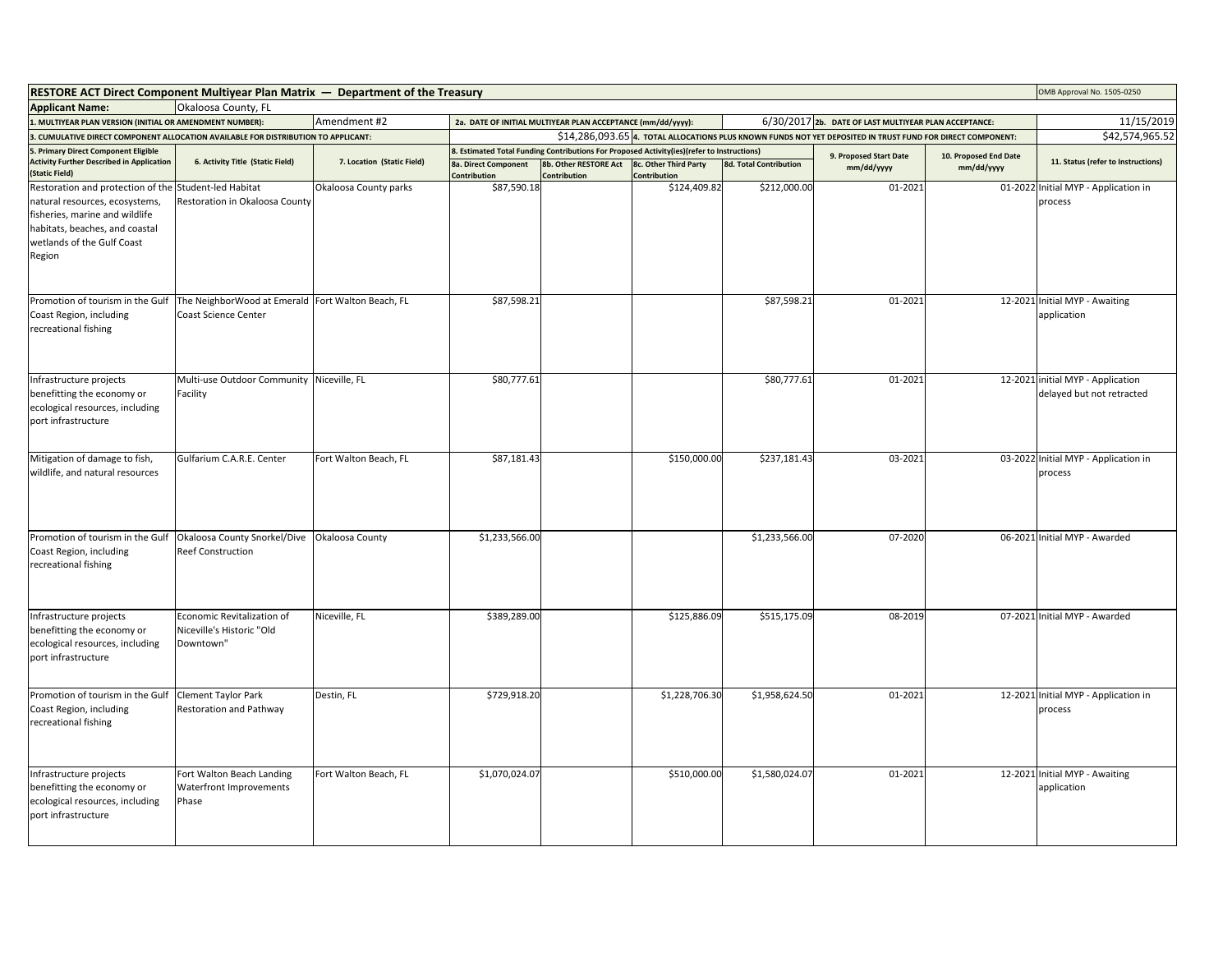| **RESTORE ACT Direct Component Multiyear Plan Matrix — Department of the Treasury** | | | | | | | | | | OMB Approval No. 1505-0250 |
|---|---|---|---|---|---|---|---|---|---|---|
| **Applicant Name:** | Okaloosa County, FL | | | | | | | | | |
| **1. MULTIYEAR PLAN VERSION (INITIAL OR AMENDMENT NUMBER):** | | Amendment #2 | **2a. DATE OF INITIAL MULTIYEAR PLAN ACCEPTANCE (mm/dd/yyyy):** | | | | 6/30/2017 | **2b. DATE OF LAST MULTIYEAR PLAN ACCEPTANCE:** | | 11/15/2019 |
| **3. CUMULATIVE DIRECT COMPONENT ALLOCATION AVAILABLE FOR DISTRIBUTION TO APPLICANT:** | | | $14,286,093.65 | **4. TOTAL ALLOCATIONS PLUS KNOWN FUNDS NOT YET DEPOSITED IN TRUST FUND FOR DIRECT COMPONENT:** | | | | | | $42,574,965.52 |
| **5. Primary Direct Component Eligible Activity Further Described in Application (Static Field)** | **6. Activity Title (Static Field)** | **7. Location (Static Field)** | **8. Estimated Total Funding Contributions For Proposed Activity(ies)(refer to Instructions)** | | | | **9. Proposed Start Date mm/dd/yyyy** | **10. Proposed End Date mm/dd/yyyy** | **11. Status (refer to Instructions)** | |
| | | | **8a. Direct Component Contribution** | **8b. Other RESTORE Act Contribution** | **8c. Other Third Party Contribution** | **8d. Total Contribution** | | | | |
| Restoration and protection of the natural resources, ecosystems, fisheries, marine and wildlife habitats, beaches, and coastal wetlands of the Gulf Coast Region | Student-led Habitat Restoration in Okaloosa County | Okaloosa County parks | $87,590.18 | | $124,409.82 | $212,000.00 | 01-2021 | 01-2022 | Initial MYP - Application in process | |
| Promotion of tourism in the Gulf Coast Region, including recreational fishing | The NeighborWood at Emerald Coast Science Center | Fort Walton Beach, FL | $87,598.21 | | | $87,598.21 | 01-2021 | 12-2021 | Initial MYP - Awaiting application | |
| Infrastructure projects benefitting the economy or ecological resources, including port infrastructure | Multi-use Outdoor Community Facility | Niceville, FL | $80,777.61 | | | $80,777.61 | 01-2021 | 12-2021 | initial MYP - Application delayed but not retracted | |
| Mitigation of damage to fish, wildlife, and natural resources | Gulfarium C.A.R.E. Center | Fort Walton Beach, FL | $87,181.43 | | $150,000.00 | $237,181.43 | 03-2021 | 03-2022 | Initial MYP - Application in process | |
| Promotion of tourism in the Gulf Coast Region, including recreational fishing | Okaloosa County Snorkel/Dive Reef Construction | Okaloosa County | $1,233,566.00 | | | $1,233,566.00 | 07-2020 | 06-2021 | Initial MYP - Awarded | |
| Infrastructure projects benefitting the economy or ecological resources, including port infrastructure | Economic Revitalization of Niceville's Historic "Old Downtown" | Niceville, FL | $389,289.00 | | $125,886.09 | $515,175.09 | 08-2019 | 07-2021 | Initial MYP - Awarded | |
| Promotion of tourism in the Gulf Coast Region, including recreational fishing | Clement Taylor Park Restoration and Pathway | Destin, FL | $729,918.20 | | $1,228,706.30 | $1,958,624.50 | 01-2021 | 12-2021 | Initial MYP - Application in process | |
| Infrastructure projects benefitting the economy or ecological resources, including port infrastructure | Fort Walton Beach Landing Waterfront Improvements Phase | Fort Walton Beach, FL | $1,070,024.07 | | $510,000.00 | $1,580,024.07 | 01-2021 | 12-2021 | Initial MYP - Awaiting application | |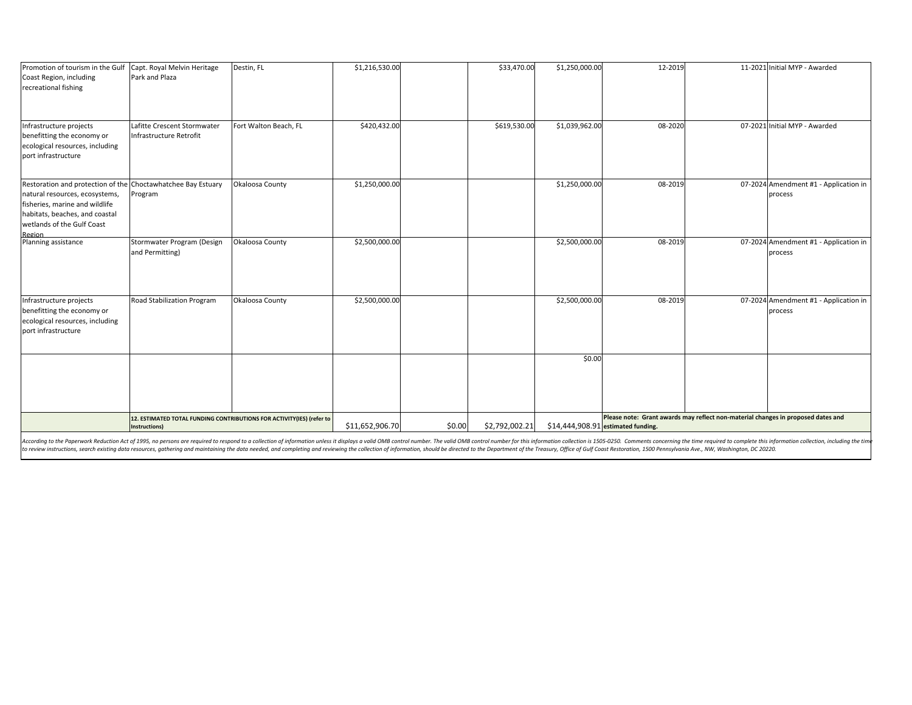| | | | | | | | | | |
|---|---|---|---|---|---|---|---|---|---|
| Promotion of tourism in the Gulf Coast Region, including recreational fishing | Capt. Royal Melvin Heritage Park and Plaza | Destin, FL | $1,216,530.00 | | $33,470.00 | $1,250,000.00 | 12-2019 | 11-2021 | Initial MYP - Awarded |
| Infrastructure projects benefitting the economy or ecological resources, including port infrastructure | Lafitte Crescent Stormwater Infrastructure Retrofit | Fort Walton Beach, FL | $420,432.00 | | $619,530.00 | $1,039,962.00 | 08-2020 | 07-2021 | Initial MYP - Awarded |
| Restoration and protection of the natural resources, ecosystems, fisheries, marine and wildlife habitats, beaches, and coastal wetlands of the Gulf Coast Region | Choctawhatchee Bay Estuary Program | Okaloosa County | $1,250,000.00 | | | $1,250,000.00 | 08-2019 | 07-2024 | Amendment #1 - Application in process |
| Planning assistance | Stormwater Program (Design and Permitting) | Okaloosa County | $2,500,000.00 | | | $2,500,000.00 | 08-2019 | 07-2024 | Amendment #1 - Application in process |
| Infrastructure projects benefitting the economy or ecological resources, including port infrastructure | Road Stabilization Program | Okaloosa County | $2,500,000.00 | | | $2,500,000.00 | 08-2019 | 07-2024 | Amendment #1 - Application in process |
| | | | | | | $0.00 | | | |
| | **12. ESTIMATED TOTAL FUNDING CONTRIBUTIONS FOR ACTIVITY(IES) (refer to Instructions)** | | $11,652,906.70 | $0.00 | $2,792,002.21 | $14,444,908.91 | **Please note: Grant awards may reflect non-material changes in proposed dates and estimated funding.** | | |

*According to the Paperwork Reduction Act of 1995, no persons are required to respond to a collection of information unless it displays a valid OMB control number. The valid OMB control number for this information collection is 1505-0250. Comments concerning the time required to complete this information collection, including the time to review instructions, search existing data resources, gathering and maintaining the data needed, and completing and reviewing the collection of information, should be directed to the Department of the Treasury, Office of Gulf Coast Restoration, 1500 Pennsylvania Ave., NW, Washington, DC 20220.*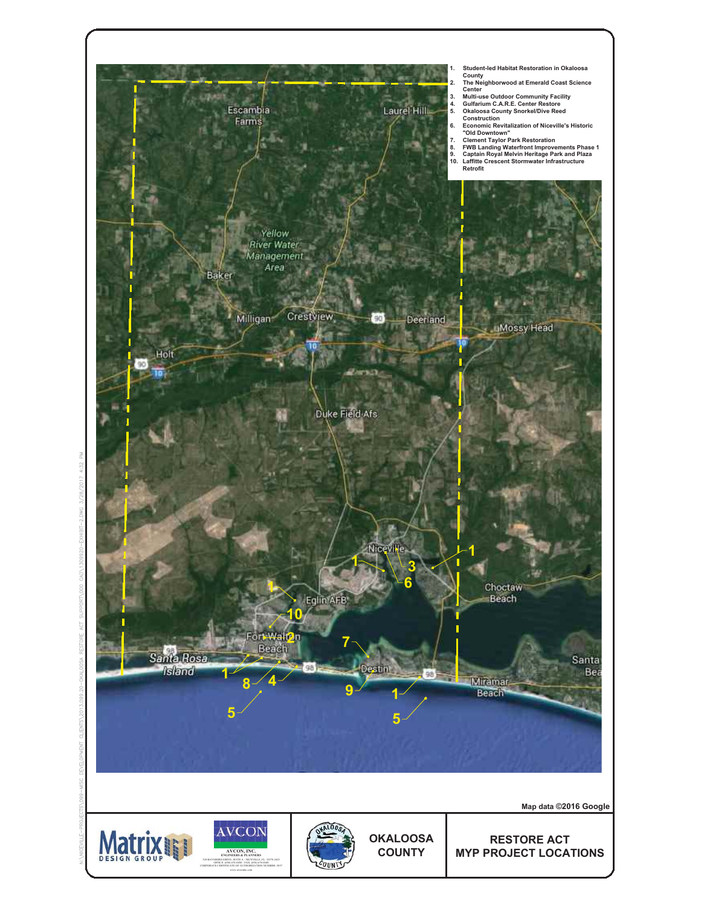1. Student-led Habitat Restoration in Okaloosa County
2. The Neighborwood at Emerald Coast Science Center
3. Multi-use Outdoor Community Facility
4. Gulfarium C.A.R.E. Center Restore
5. Okaloosa County Snorkel/Dive Reed Construction
6. Economic Revitalization of Niceville's Historic "Old Downtown"
7. Clement Taylor Park Restoration
8. FWB Landing Waterfront Improvements Phase 1
9. Captain Royal Melvin Heritage Park and Plaza
10. Laffitte Crescent Stormwater Infrastructure Retrofit

Escambia Farms
Laurel Hill
Yellow River Water Management Area
Baker
Milligan
Crestview
Deerland
Mossy Head
Holt
Duke Field Afs
Niceville
Choctaw Beach
Eglin AFB
Fort Walton Beach
Santa Rosa Island
Destin
Miramar Beach
Santa Rosa Beach

1
3
6
1
1
10
2
7
1
8
4
9
1
5
5

Map data ©2016 Google

Matrix DESIGN GROUP

AVCON
AVCON, INC.
ENGINEERS & PLANNERS

OKALOOSA COUNTY

RESTORE ACT
MYP PROJECT LOCATIONS